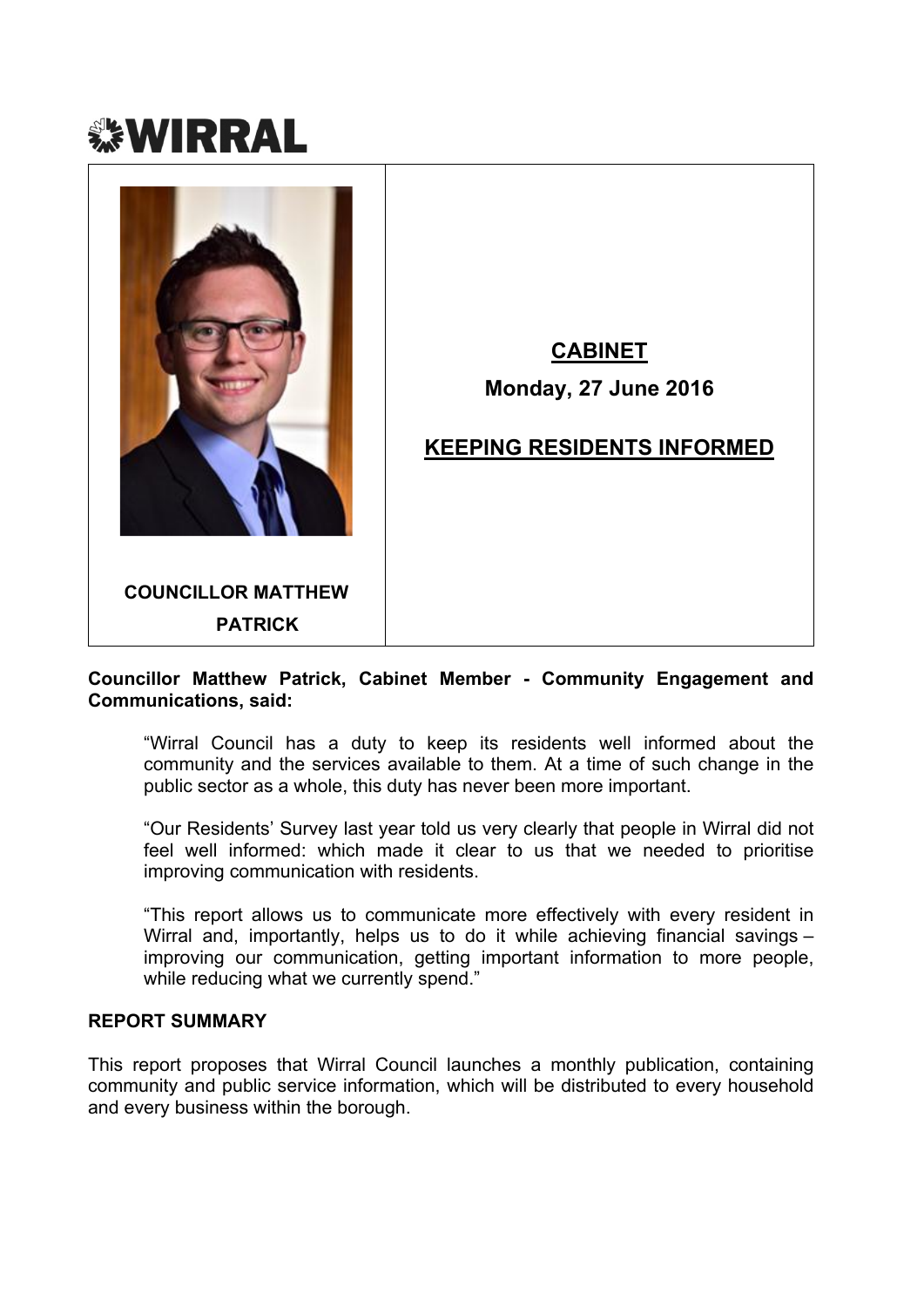WIRRAL

**COUNCILLOR MATTHEW PATRICK**

## CABINET

**Monday, 27 June 2016**

## KEEPING RESIDENTS INFORMED

**Councillor Matthew Patrick, Cabinet Member - Community Engagement and Communications, said:**

> "Wirral Council has a duty to keep its residents well informed about the community and the services available to them. At a time of such change in the public sector as a whole, this duty has never been more important.
>
> "Our Residents' Survey last year told us very clearly that people in Wirral did not feel well informed: which made it clear to us that we needed to prioritise improving communication with residents.
>
> "This report allows us to communicate more effectively with every resident in Wirral and, importantly, helps us to do it while achieving financial savings – improving our communication, getting important information to more people, while reducing what we currently spend."

**REPORT SUMMARY**

This report proposes that Wirral Council launches a monthly publication, containing community and public service information, which will be distributed to every household and every business within the borough.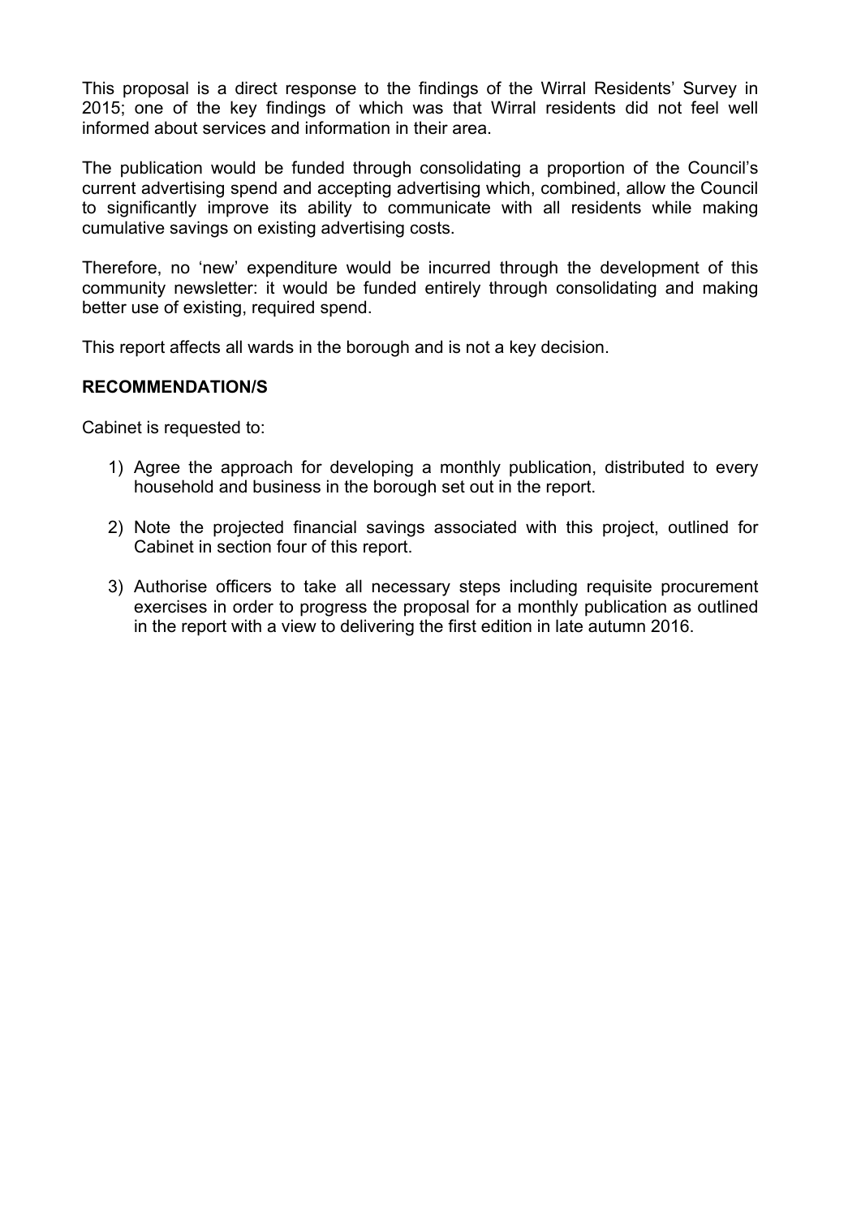This proposal is a direct response to the findings of the Wirral Residents' Survey in 2015; one of the key findings of which was that Wirral residents did not feel well informed about services and information in their area.

The publication would be funded through consolidating a proportion of the Council's current advertising spend and accepting advertising which, combined, allow the Council to significantly improve its ability to communicate with all residents while making cumulative savings on existing advertising costs.

Therefore, no 'new' expenditure would be incurred through the development of this community newsletter: it would be funded entirely through consolidating and making better use of existing, required spend.

This report affects all wards in the borough and is not a key decision.

**RECOMMENDATION/S**

Cabinet is requested to:

1) Agree the approach for developing a monthly publication, distributed to every household and business in the borough set out in the report.
2) Note the projected financial savings associated with this project, outlined for Cabinet in section four of this report.
3) Authorise officers to take all necessary steps including requisite procurement exercises in order to progress the proposal for a monthly publication as outlined in the report with a view to delivering the first edition in late autumn 2016.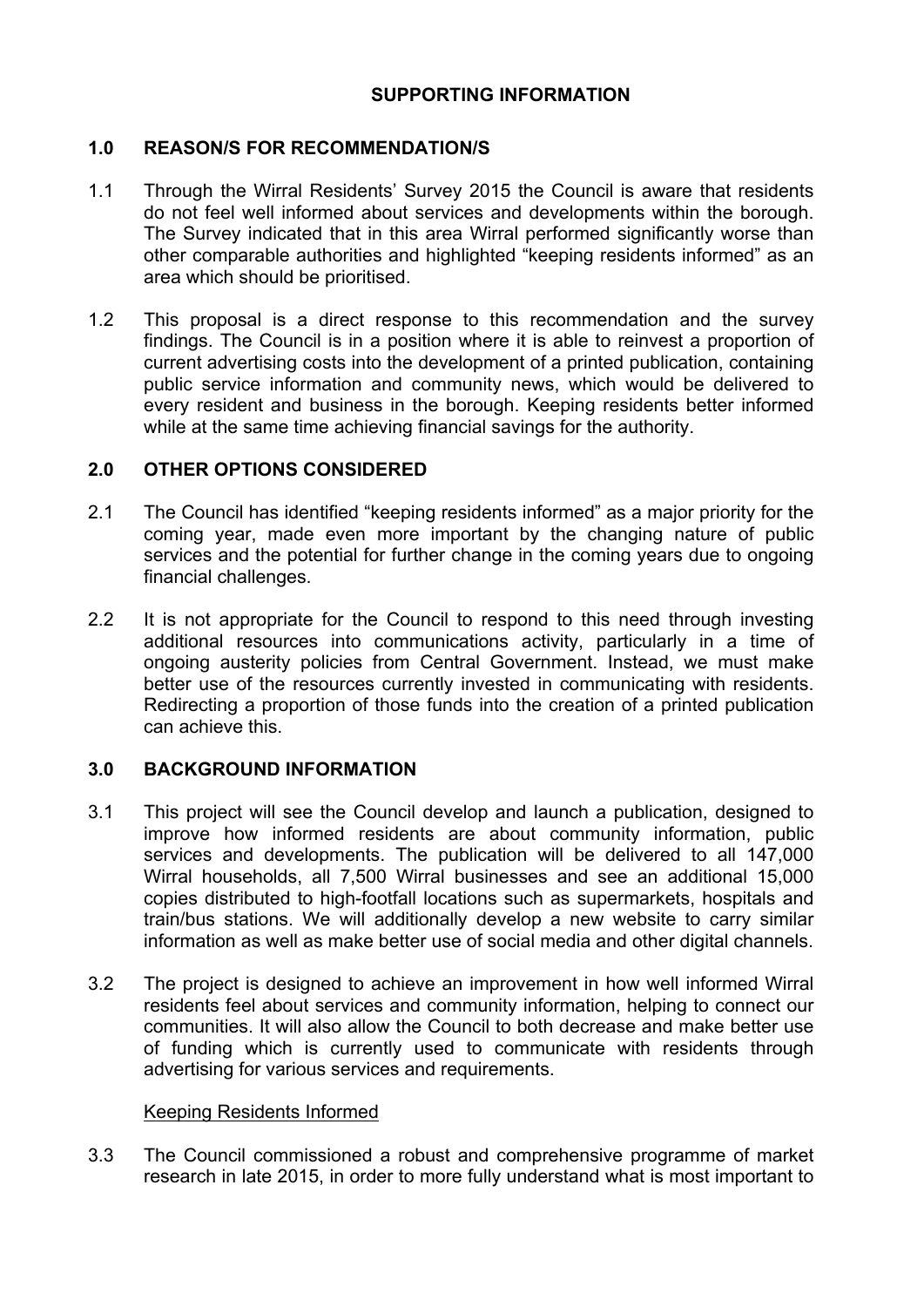**SUPPORTING INFORMATION**

## 1.0 REASON/S FOR RECOMMENDATION/S

1.1 Through the Wirral Residents' Survey 2015 the Council is aware that residents do not feel well informed about services and developments within the borough. The Survey indicated that in this area Wirral performed significantly worse than other comparable authorities and highlighted "keeping residents informed" as an area which should be prioritised.

1.2 This proposal is a direct response to this recommendation and the survey findings. The Council is in a position where it is able to reinvest a proportion of current advertising costs into the development of a printed publication, containing public service information and community news, which would be delivered to every resident and business in the borough. Keeping residents better informed while at the same time achieving financial savings for the authority.

## 2.0 OTHER OPTIONS CONSIDERED

2.1 The Council has identified "keeping residents informed" as a major priority for the coming year, made even more important by the changing nature of public services and the potential for further change in the coming years due to ongoing financial challenges.

2.2 It is not appropriate for the Council to respond to this need through investing additional resources into communications activity, particularly in a time of ongoing austerity policies from Central Government. Instead, we must make better use of the resources currently invested in communicating with residents. Redirecting a proportion of those funds into the creation of a printed publication can achieve this.

## 3.0 BACKGROUND INFORMATION

3.1 This project will see the Council develop and launch a publication, designed to improve how informed residents are about community information, public services and developments. The publication will be delivered to all 147,000 Wirral households, all 7,500 Wirral businesses and see an additional 15,000 copies distributed to high-footfall locations such as supermarkets, hospitals and train/bus stations. We will additionally develop a new website to carry similar information as well as make better use of social media and other digital channels.

3.2 The project is designed to achieve an improvement in how well informed Wirral residents feel about services and community information, helping to connect our communities. It will also allow the Council to both decrease and make better use of funding which is currently used to communicate with residents through advertising for various services and requirements.

### Keeping Residents Informed

3.3 The Council commissioned a robust and comprehensive programme of market research in late 2015, in order to more fully understand what is most important to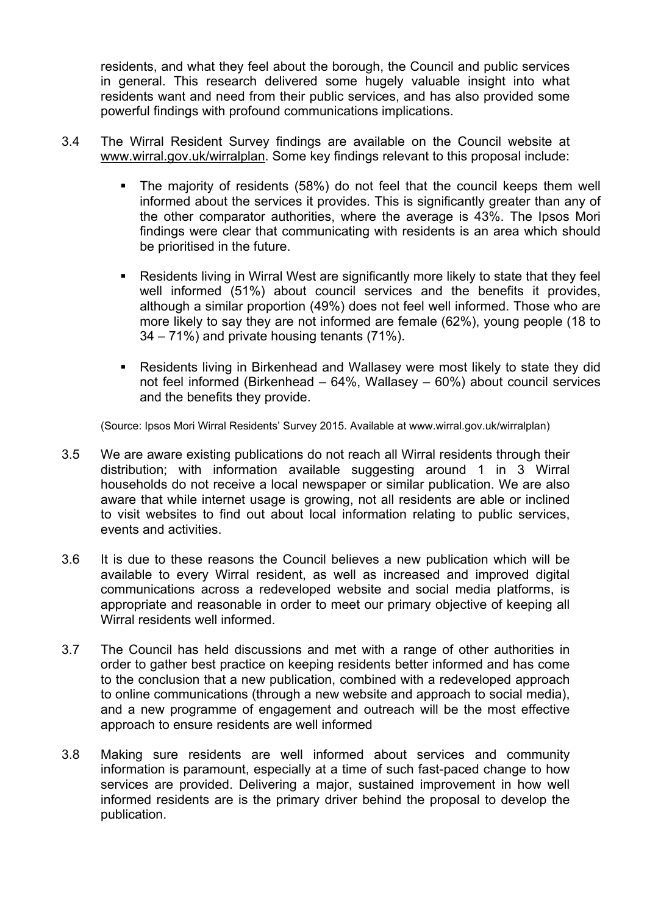residents, and what they feel about the borough, the Council and public services in general. This research delivered some hugely valuable insight into what residents want and need from their public services, and has also provided some powerful findings with profound communications implications.

3.4 The Wirral Resident Survey findings are available on the Council website at www.wirral.gov.uk/wirralplan. Some key findings relevant to this proposal include:

- The majority of residents (58%) do not feel that the council keeps them well informed about the services it provides. This is significantly greater than any of the other comparator authorities, where the average is 43%. The Ipsos Mori findings were clear that communicating with residents is an area which should be prioritised in the future.

- Residents living in Wirral West are significantly more likely to state that they feel well informed (51%) about council services and the benefits it provides, although a similar proportion (49%) does not feel well informed. Those who are more likely to say they are not informed are female (62%), young people (18 to 34 – 71%) and private housing tenants (71%).

- Residents living in Birkenhead and Wallasey were most likely to state they did not feel informed (Birkenhead – 64%, Wallasey – 60%) about council services and the benefits they provide.

(Source: Ipsos Mori Wirral Residents' Survey 2015. Available at www.wirral.gov.uk/wirralplan)

3.5 We are aware existing publications do not reach all Wirral residents through their distribution; with information available suggesting around 1 in 3 Wirral households do not receive a local newspaper or similar publication. We are also aware that while internet usage is growing, not all residents are able or inclined to visit websites to find out about local information relating to public services, events and activities.

3.6 It is due to these reasons the Council believes a new publication which will be available to every Wirral resident, as well as increased and improved digital communications across a redeveloped website and social media platforms, is appropriate and reasonable in order to meet our primary objective of keeping all Wirral residents well informed.

3.7 The Council has held discussions and met with a range of other authorities in order to gather best practice on keeping residents better informed and has come to the conclusion that a new publication, combined with a redeveloped approach to online communications (through a new website and approach to social media), and a new programme of engagement and outreach will be the most effective approach to ensure residents are well informed

3.8 Making sure residents are well informed about services and community information is paramount, especially at a time of such fast-paced change to how services are provided. Delivering a major, sustained improvement in how well informed residents are is the primary driver behind the proposal to develop the publication.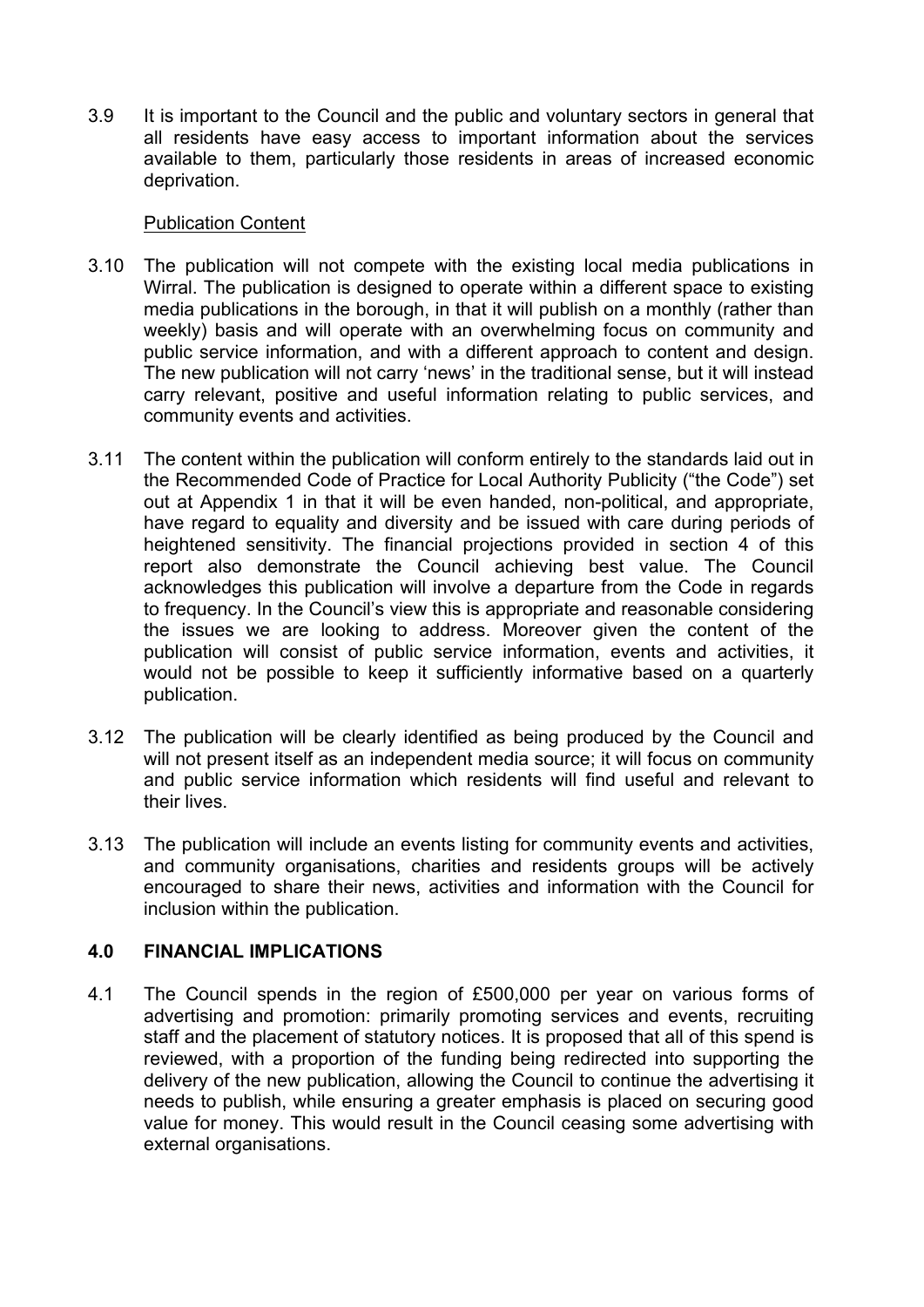3.9 It is important to the Council and the public and voluntary sectors in general that all residents have easy access to important information about the services available to them, particularly those residents in areas of increased economic deprivation.

Publication Content

3.10 The publication will not compete with the existing local media publications in Wirral. The publication is designed to operate within a different space to existing media publications in the borough, in that it will publish on a monthly (rather than weekly) basis and will operate with an overwhelming focus on community and public service information, and with a different approach to content and design. The new publication will not carry 'news' in the traditional sense, but it will instead carry relevant, positive and useful information relating to public services, and community events and activities.

3.11 The content within the publication will conform entirely to the standards laid out in the Recommended Code of Practice for Local Authority Publicity ("the Code") set out at Appendix 1 in that it will be even handed, non-political, and appropriate, have regard to equality and diversity and be issued with care during periods of heightened sensitivity. The financial projections provided in section 4 of this report also demonstrate the Council achieving best value. The Council acknowledges this publication will involve a departure from the Code in regards to frequency. In the Council's view this is appropriate and reasonable considering the issues we are looking to address. Moreover given the content of the publication will consist of public service information, events and activities, it would not be possible to keep it sufficiently informative based on a quarterly publication.

3.12 The publication will be clearly identified as being produced by the Council and will not present itself as an independent media source; it will focus on community and public service information which residents will find useful and relevant to their lives.

3.13 The publication will include an events listing for community events and activities, and community organisations, charities and residents groups will be actively encouraged to share their news, activities and information with the Council for inclusion within the publication.

## 4.0 FINANCIAL IMPLICATIONS

4.1 The Council spends in the region of £500,000 per year on various forms of advertising and promotion: primarily promoting services and events, recruiting staff and the placement of statutory notices. It is proposed that all of this spend is reviewed, with a proportion of the funding being redirected into supporting the delivery of the new publication, allowing the Council to continue the advertising it needs to publish, while ensuring a greater emphasis is placed on securing good value for money. This would result in the Council ceasing some advertising with external organisations.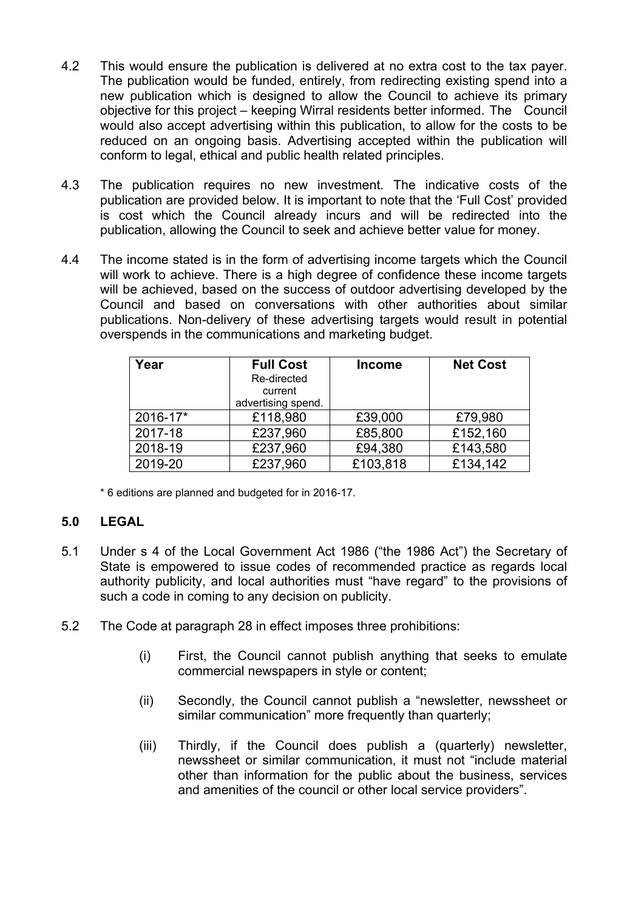4.2 This would ensure the publication is delivered at no extra cost to the tax payer. The publication would be funded, entirely, from redirecting existing spend into a new publication which is designed to allow the Council to achieve its primary objective for this project – keeping Wirral residents better informed. The Council would also accept advertising within this publication, to allow for the costs to be reduced on an ongoing basis. Advertising accepted within the publication will conform to legal, ethical and public health related principles.

4.3 The publication requires no new investment. The indicative costs of the publication are provided below. It is important to note that the 'Full Cost' provided is cost which the Council already incurs and will be redirected into the publication, allowing the Council to seek and achieve better value for money.

4.4 The income stated is in the form of advertising income targets which the Council will work to achieve. There is a high degree of confidence these income targets will be achieved, based on the success of outdoor advertising developed by the Council and based on conversations with other authorities about similar publications. Non-delivery of these advertising targets would result in potential overspends in the communications and marketing budget.

| Year | Full Cost Re-directed current advertising spend. | Income | Net Cost |
|---|---|---|---|
| 2016-17* | £118,980 | £39,000 | £79,980 |
| 2017-18 | £237,960 | £85,800 | £152,160 |
| 2018-19 | £237,960 | £94,380 | £143,580 |
| 2019-20 | £237,960 | £103,818 | £134,142 |

\* 6 editions are planned and budgeted for in 2016-17.

## 5.0 LEGAL

5.1 Under s 4 of the Local Government Act 1986 ("the 1986 Act") the Secretary of State is empowered to issue codes of recommended practice as regards local authority publicity, and local authorities must "have regard" to the provisions of such a code in coming to any decision on publicity.

5.2 The Code at paragraph 28 in effect imposes three prohibitions:

(i) First, the Council cannot publish anything that seeks to emulate commercial newspapers in style or content;

(ii) Secondly, the Council cannot publish a "newsletter, newssheet or similar communication" more frequently than quarterly;

(iii) Thirdly, if the Council does publish a (quarterly) newsletter, newssheet or similar communication, it must not "include material other than information for the public about the business, services and amenities of the council or other local service providers".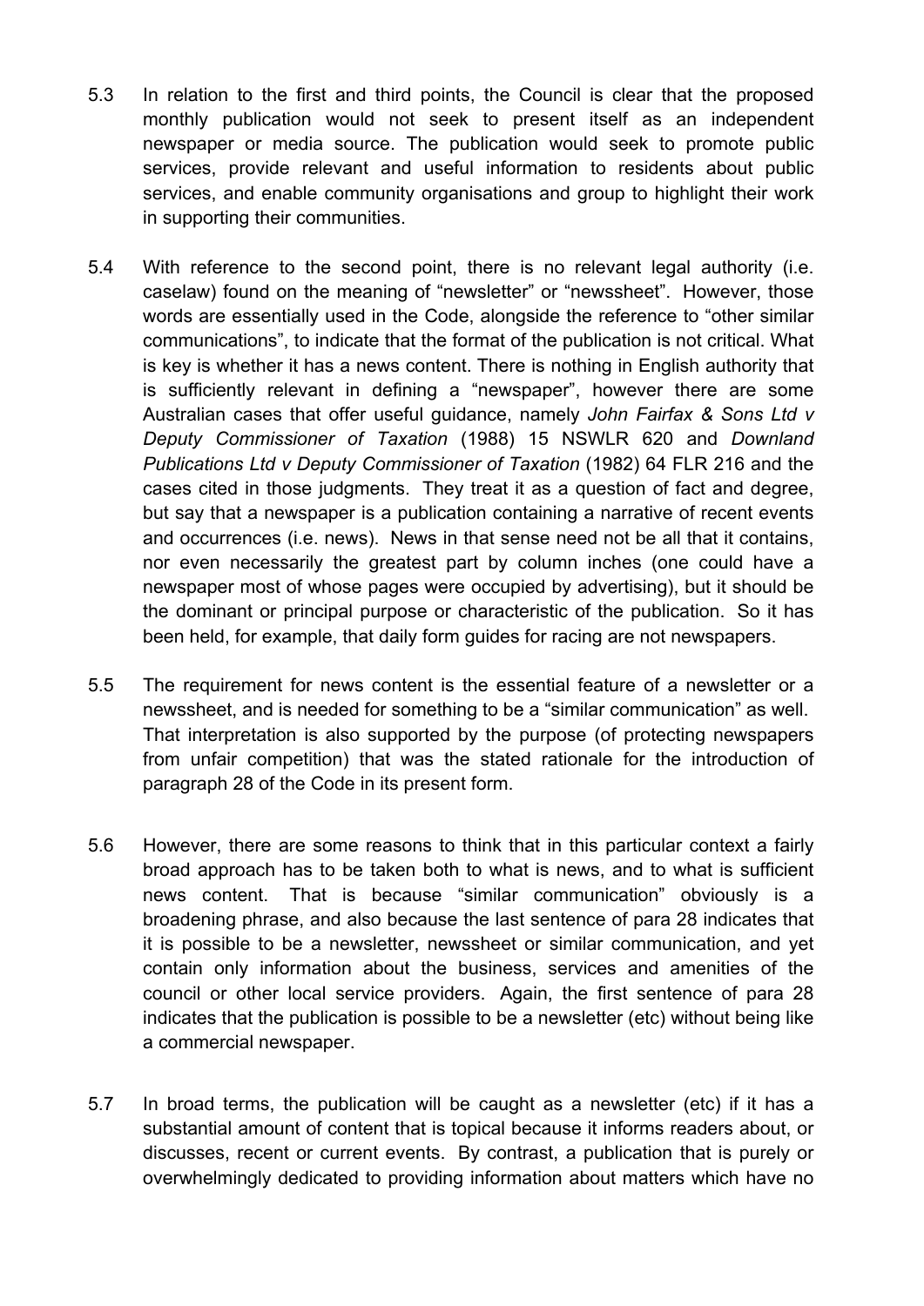5.3 In relation to the first and third points, the Council is clear that the proposed monthly publication would not seek to present itself as an independent newspaper or media source. The publication would seek to promote public services, provide relevant and useful information to residents about public services, and enable community organisations and group to highlight their work in supporting their communities.

5.4 With reference to the second point, there is no relevant legal authority (i.e. caselaw) found on the meaning of "newsletter" or "newssheet". However, those words are essentially used in the Code, alongside the reference to "other similar communications", to indicate that the format of the publication is not critical. What is key is whether it has a news content. There is nothing in English authority that is sufficiently relevant in defining a "newspaper", however there are some Australian cases that offer useful guidance, namely *John Fairfax & Sons Ltd v Deputy Commissioner of Taxation* (1988) 15 NSWLR 620 and *Downland Publications Ltd v Deputy Commissioner of Taxation* (1982) 64 FLR 216 and the cases cited in those judgments. They treat it as a question of fact and degree, but say that a newspaper is a publication containing a narrative of recent events and occurrences (i.e. news). News in that sense need not be all that it contains, nor even necessarily the greatest part by column inches (one could have a newspaper most of whose pages were occupied by advertising), but it should be the dominant or principal purpose or characteristic of the publication. So it has been held, for example, that daily form guides for racing are not newspapers.

5.5 The requirement for news content is the essential feature of a newsletter or a newssheet, and is needed for something to be a "similar communication" as well. That interpretation is also supported by the purpose (of protecting newspapers from unfair competition) that was the stated rationale for the introduction of paragraph 28 of the Code in its present form.

5.6 However, there are some reasons to think that in this particular context a fairly broad approach has to be taken both to what is news, and to what is sufficient news content. That is because "similar communication" obviously is a broadening phrase, and also because the last sentence of para 28 indicates that it is possible to be a newsletter, newssheet or similar communication, and yet contain only information about the business, services and amenities of the council or other local service providers. Again, the first sentence of para 28 indicates that the publication is possible to be a newsletter (etc) without being like a commercial newspaper.

5.7 In broad terms, the publication will be caught as a newsletter (etc) if it has a substantial amount of content that is topical because it informs readers about, or discusses, recent or current events. By contrast, a publication that is purely or overwhelmingly dedicated to providing information about matters which have no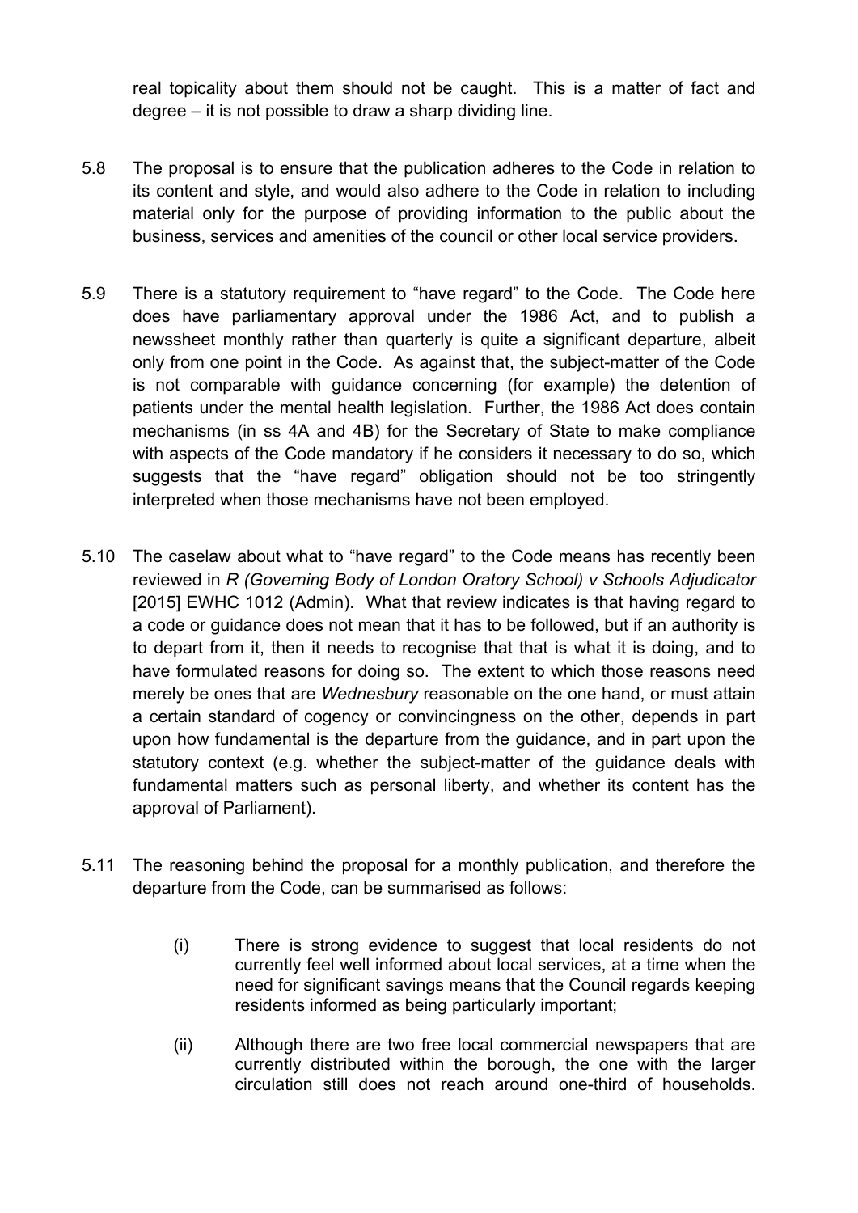real topicality about them should not be caught. This is a matter of fact and degree – it is not possible to draw a sharp dividing line.

5.8 The proposal is to ensure that the publication adheres to the Code in relation to its content and style, and would also adhere to the Code in relation to including material only for the purpose of providing information to the public about the business, services and amenities of the council or other local service providers.

5.9 There is a statutory requirement to "have regard" to the Code. The Code here does have parliamentary approval under the 1986 Act, and to publish a newssheet monthly rather than quarterly is quite a significant departure, albeit only from one point in the Code. As against that, the subject-matter of the Code is not comparable with guidance concerning (for example) the detention of patients under the mental health legislation. Further, the 1986 Act does contain mechanisms (in ss 4A and 4B) for the Secretary of State to make compliance with aspects of the Code mandatory if he considers it necessary to do so, which suggests that the "have regard" obligation should not be too stringently interpreted when those mechanisms have not been employed.

5.10 The caselaw about what to "have regard" to the Code means has recently been reviewed in *R (Governing Body of London Oratory School) v Schools Adjudicator* [2015] EWHC 1012 (Admin). What that review indicates is that having regard to a code or guidance does not mean that it has to be followed, but if an authority is to depart from it, then it needs to recognise that that is what it is doing, and to have formulated reasons for doing so. The extent to which those reasons need merely be ones that are *Wednesbury* reasonable on the one hand, or must attain a certain standard of cogency or convincingness on the other, depends in part upon how fundamental is the departure from the guidance, and in part upon the statutory context (e.g. whether the subject-matter of the guidance deals with fundamental matters such as personal liberty, and whether its content has the approval of Parliament).

5.11 The reasoning behind the proposal for a monthly publication, and therefore the departure from the Code, can be summarised as follows:

(i) There is strong evidence to suggest that local residents do not currently feel well informed about local services, at a time when the need for significant savings means that the Council regards keeping residents informed as being particularly important;

(ii) Although there are two free local commercial newspapers that are currently distributed within the borough, the one with the larger circulation still does not reach around one-third of households.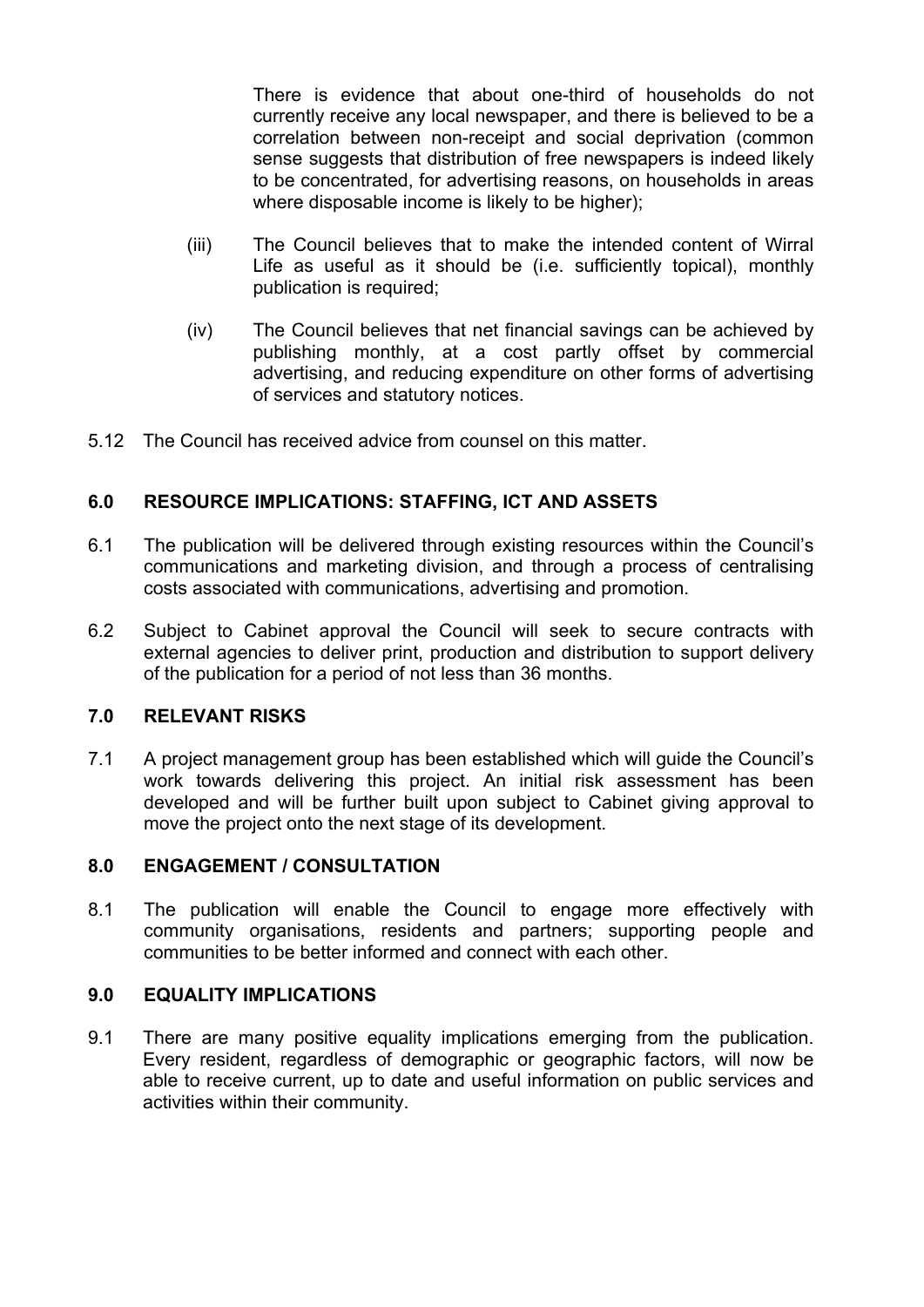There is evidence that about one-third of households do not currently receive any local newspaper, and there is believed to be a correlation between non-receipt and social deprivation (common sense suggests that distribution of free newspapers is indeed likely to be concentrated, for advertising reasons, on households in areas where disposable income is likely to be higher);

(iii) The Council believes that to make the intended content of Wirral Life as useful as it should be (i.e. sufficiently topical), monthly publication is required;

(iv) The Council believes that net financial savings can be achieved by publishing monthly, at a cost partly offset by commercial advertising, and reducing expenditure on other forms of advertising of services and statutory notices.

5.12 The Council has received advice from counsel on this matter.

## 6.0 RESOURCE IMPLICATIONS: STAFFING, ICT AND ASSETS

6.1 The publication will be delivered through existing resources within the Council's communications and marketing division, and through a process of centralising costs associated with communications, advertising and promotion.

6.2 Subject to Cabinet approval the Council will seek to secure contracts with external agencies to deliver print, production and distribution to support delivery of the publication for a period of not less than 36 months.

## 7.0 RELEVANT RISKS

7.1 A project management group has been established which will guide the Council's work towards delivering this project. An initial risk assessment has been developed and will be further built upon subject to Cabinet giving approval to move the project onto the next stage of its development.

## 8.0 ENGAGEMENT / CONSULTATION

8.1 The publication will enable the Council to engage more effectively with community organisations, residents and partners; supporting people and communities to be better informed and connect with each other.

## 9.0 EQUALITY IMPLICATIONS

9.1 There are many positive equality implications emerging from the publication. Every resident, regardless of demographic or geographic factors, will now be able to receive current, up to date and useful information on public services and activities within their community.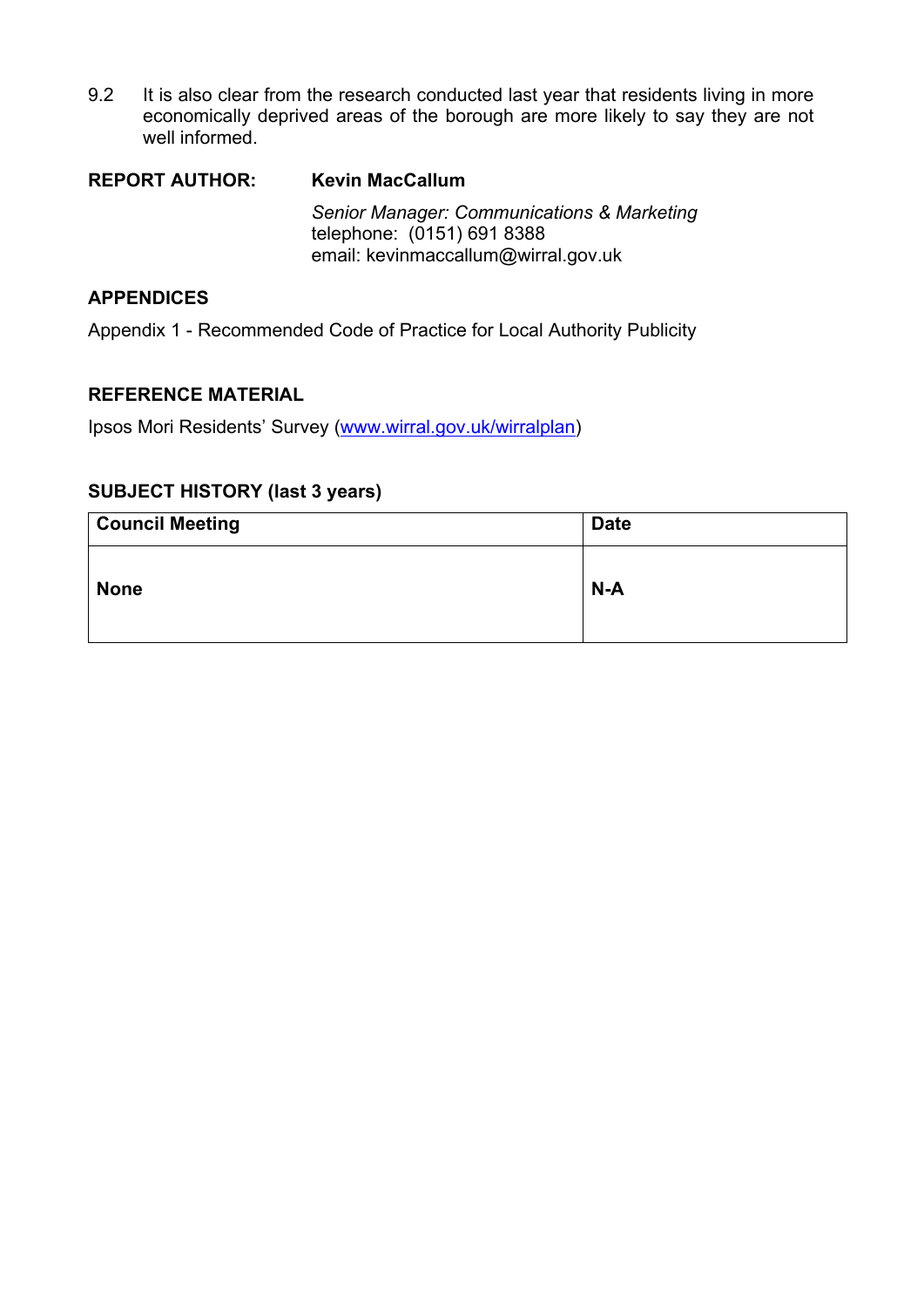9.2 It is also clear from the research conducted last year that residents living in more economically deprived areas of the borough are more likely to say they are not well informed.

**REPORT AUTHOR:** **Kevin MacCallum**

*Senior Manager: Communications & Marketing*
telephone: (0151) 691 8388
email: kevinmaccallum@wirral.gov.uk

## APPENDICES

Appendix 1 - Recommended Code of Practice for Local Authority Publicity

## REFERENCE MATERIAL

Ipsos Mori Residents' Survey (www.wirral.gov.uk/wirralplan)

## SUBJECT HISTORY (last 3 years)

| Council Meeting | Date |
|---|---|
| **None** | **N-A** |